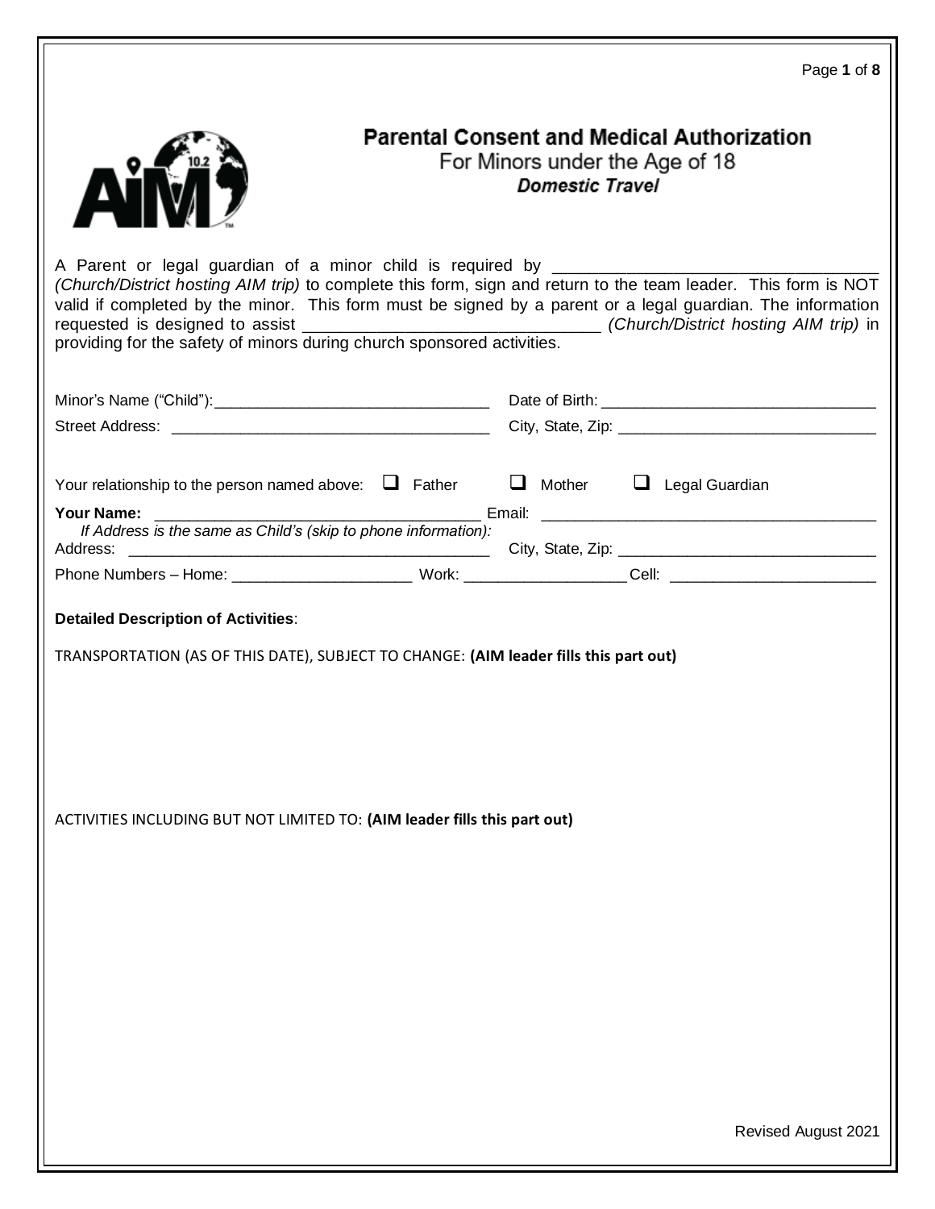# Parental Consent and Medical Authorization

For Minors under the Age of 18

***Domestic Travel***

A Parent or legal guardian of a minor child is required by ___________________________________ *(Church/District hosting AIM trip)* to complete this form, sign and return to the team leader. This form is NOT valid if completed by the minor. This form must be signed by a parent or a legal guardian. The information requested is designed to assist ________________________________ *(Church/District hosting AIM trip)* in providing for the safety of minors during church sponsored activities.

Minor's Name ("Child"):________________________________ Date of Birth: ________________________________

Street Address: ____________________________________ City, State, Zip: ______________________________

Your relationship to the person named above: ☐ Father ☐ Mother ☐ Legal Guardian

**Your Name:** ____________________________________ Email: ________________________________________

*If Address is the same as Child's (skip to phone information):*

Address: __________________________________________ City, State, Zip: ______________________________

Phone Numbers – Home: ____________________ Work: __________________ Cell: ________________________

**Detailed Description of Activities**:

TRANSPORTATION (AS OF THIS DATE), SUBJECT TO CHANGE: **(AIM leader fills this part out)**

ACTIVITIES INCLUDING BUT NOT LIMITED TO: **(AIM leader fills this part out)**

Revised August 2021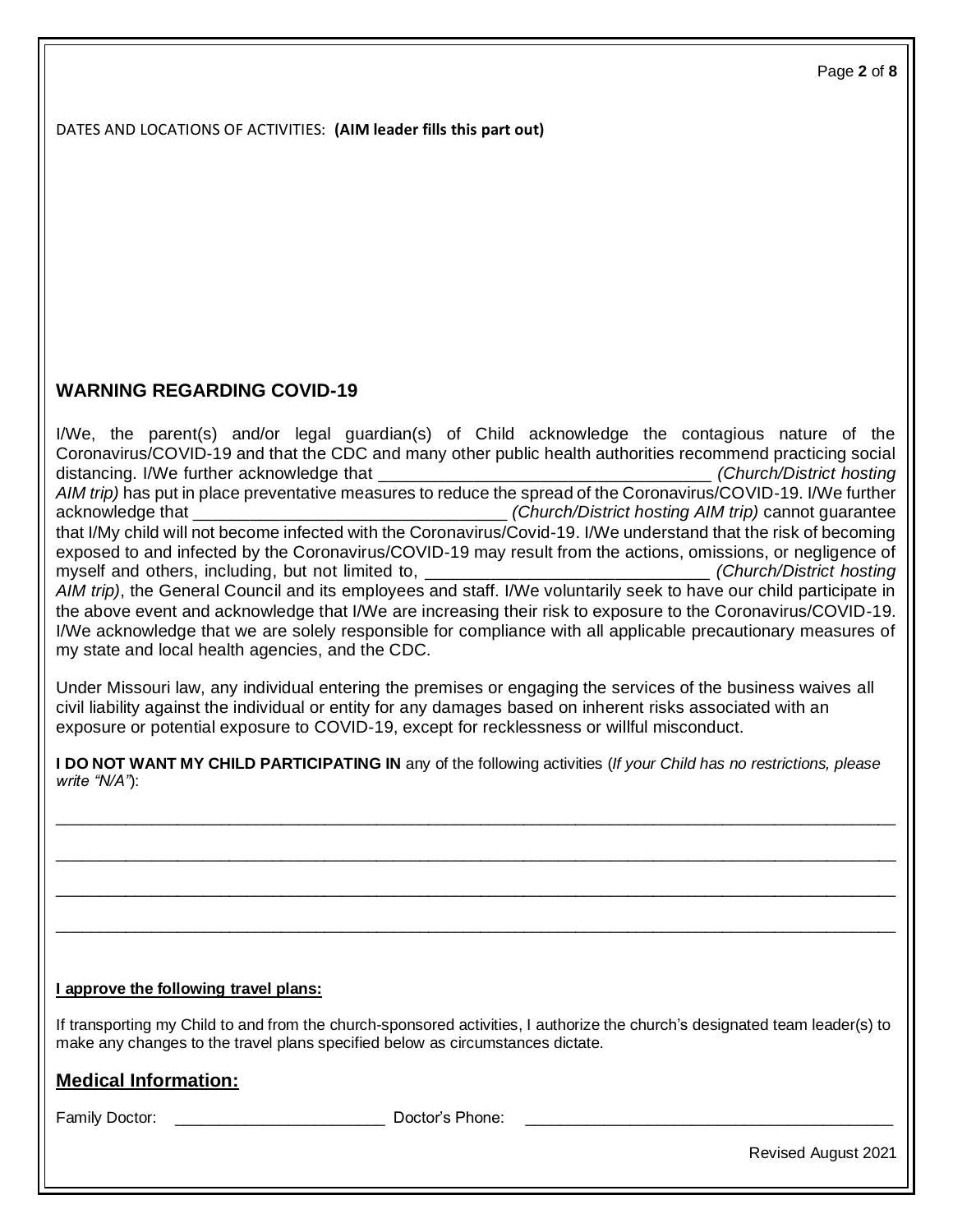DATES AND LOCATIONS OF ACTIVITIES: **(AIM leader fills this part out)**

## WARNING REGARDING COVID-19

I/We, the parent(s) and/or legal guardian(s) of Child acknowledge the contagious nature of the Coronavirus/COVID-19 and that the CDC and many other public health authorities recommend practicing social distancing. I/We further acknowledge that ___________________________________ *(Church/District hosting AIM trip)* has put in place preventative measures to reduce the spread of the Coronavirus/COVID-19. I/We further acknowledge that _________________________________ *(Church/District hosting AIM trip)* cannot guarantee that I/My child will not become infected with the Coronavirus/Covid-19. I/We understand that the risk of becoming exposed to and infected by the Coronavirus/COVID-19 may result from the actions, omissions, or negligence of myself and others, including, but not limited to, ______________________________ *(Church/District hosting AIM trip)*, the General Council and its employees and staff. I/We voluntarily seek to have our child participate in the above event and acknowledge that I/We are increasing their risk to exposure to the Coronavirus/COVID-19. I/We acknowledge that we are solely responsible for compliance with all applicable precautionary measures of my state and local health agencies, and the CDC.

Under Missouri law, any individual entering the premises or engaging the services of the business waives all civil liability against the individual or entity for any damages based on inherent risks associated with an exposure or potential exposure to COVID-19, except for recklessness or willful misconduct.

**I DO NOT WANT MY CHILD PARTICIPATING IN** any of the following activities (*If your Child has no restrictions, please write "N/A"*):

______________________________________________________________________________________________

______________________________________________________________________________________________

______________________________________________________________________________________________

______________________________________________________________________________________________

**I approve the following travel plans:**

If transporting my Child to and from the church-sponsored activities, I authorize the church's designated team leader(s) to make any changes to the travel plans specified below as circumstances dictate.

## Medical Information:

Family Doctor: ________________________ Doctor's Phone: __________________________________________

Revised August 2021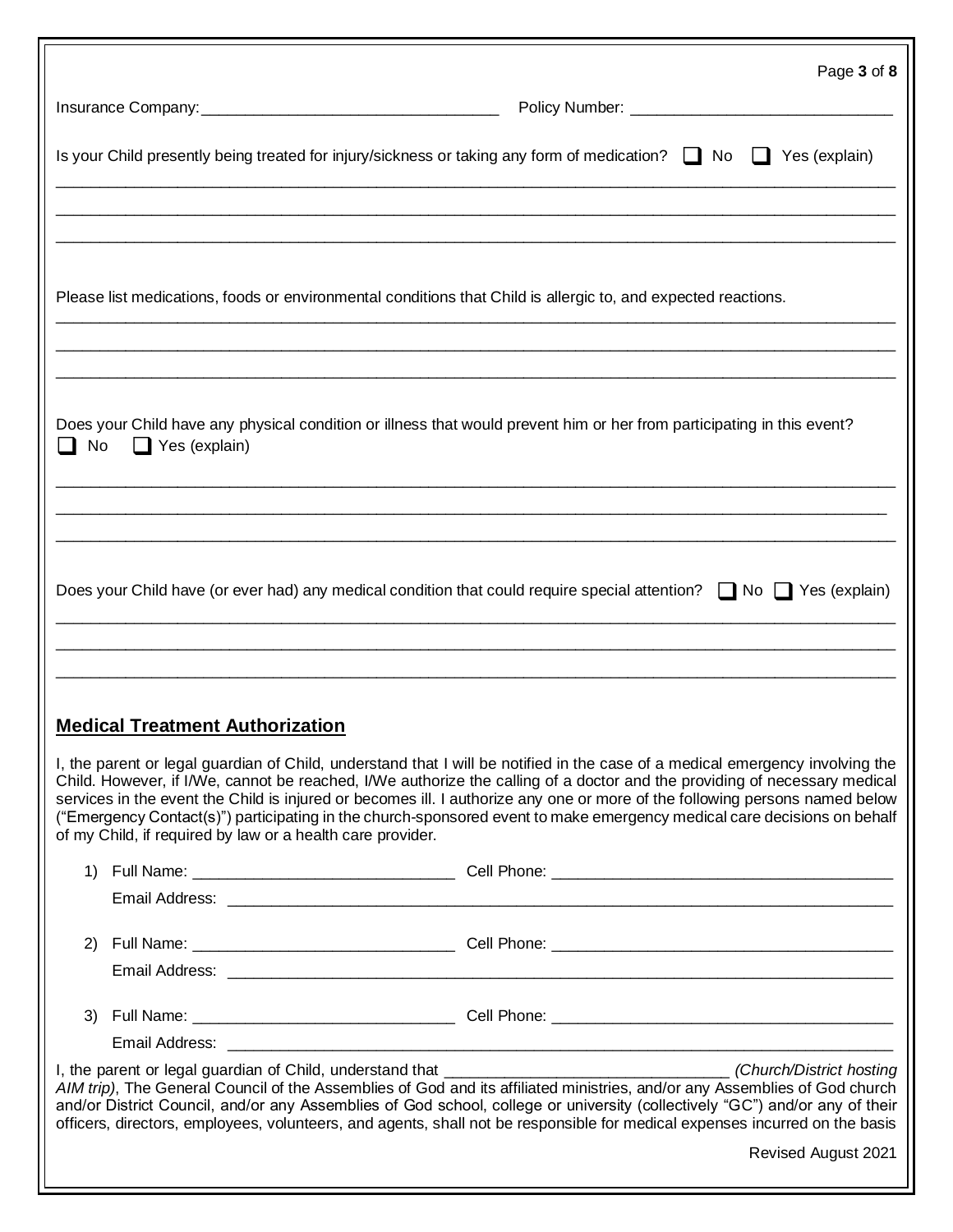Insurance Company: ______________________________ Policy Number: ______________________________

Is your Child presently being treated for injury/sickness or taking any form of medication? ☐ No ☐ Yes (explain)

______________________________________________________________________________________________

______________________________________________________________________________________________

______________________________________________________________________________________________

Please list medications, foods or environmental conditions that Child is allergic to, and expected reactions.

______________________________________________________________________________________________

______________________________________________________________________________________________

______________________________________________________________________________________________

Does your Child have any physical condition or illness that would prevent him or her from participating in this event?
☐ No ☐ Yes (explain)

______________________________________________________________________________________________

______________________________________________________________________________________________

______________________________________________________________________________________________

Does your Child have (or ever had) any medical condition that could require special attention? ☐ No ☐ Yes (explain)

______________________________________________________________________________________________

______________________________________________________________________________________________

______________________________________________________________________________________________

## Medical Treatment Authorization

I, the parent or legal guardian of Child, understand that I will be notified in the case of a medical emergency involving the Child. However, if I/We, cannot be reached, I/We authorize the calling of a doctor and the providing of necessary medical services in the event the Child is injured or becomes ill. I authorize any one or more of the following persons named below ("Emergency Contact(s)") participating in the church-sponsored event to make emergency medical care decisions on behalf of my Child, if required by law or a health care provider.

1) Full Name: ______________________________ Cell Phone: ______________________________
   Email Address: ______________________________________________________________

2) Full Name: ______________________________ Cell Phone: ______________________________
   Email Address: ______________________________________________________________

3) Full Name: ______________________________ Cell Phone: ______________________________
   Email Address: ______________________________________________________________

I, the parent or legal guardian of Child, understand that ______________________________ *(Church/District hosting AIM trip)*, The General Council of the Assemblies of God and its affiliated ministries, and/or any Assemblies of God church and/or District Council, and/or any Assemblies of God school, college or university (collectively "GC") and/or any of their officers, directors, employees, volunteers, and agents, shall not be responsible for medical expenses incurred on the basis

Revised August 2021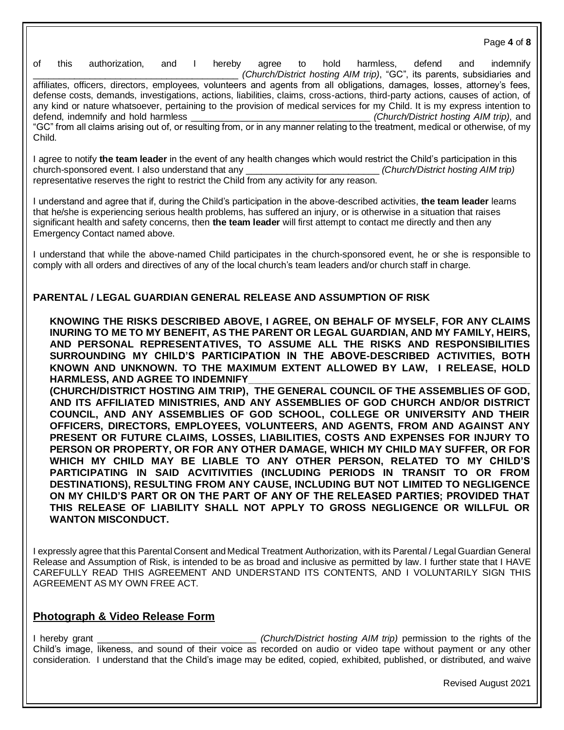of this authorization, and I hereby agree to hold harmless, defend and indemnify ______________________________________ *(Church/District hosting AIM trip)*, "GC", its parents, subsidiaries and affiliates, officers, directors, employees, volunteers and agents from all obligations, damages, losses, attorney's fees, defense costs, demands, investigations, actions, liabilities, claims, cross-actions, third-party actions, causes of action, of any kind or nature whatsoever, pertaining to the provision of medical services for my Child. It is my express intention to defend, indemnify and hold harmless __________________________________ *(Church/District hosting AIM trip)*, and "GC" from all claims arising out of, or resulting from, or in any manner relating to the treatment, medical or otherwise, of my Child.

I agree to notify **the team leader** in the event of any health changes which would restrict the Child's participation in this church-sponsored event. I also understand that any _________________________ *(Church/District hosting AIM trip)* representative reserves the right to restrict the Child from any activity for any reason.

I understand and agree that if, during the Child's participation in the above-described activities, **the team leader** learns that he/she is experiencing serious health problems, has suffered an injury, or is otherwise in a situation that raises significant health and safety concerns, then **the team leader** will first attempt to contact me directly and then any Emergency Contact named above.

I understand that while the above-named Child participates in the church-sponsored event, he or she is responsible to comply with all orders and directives of any of the local church's team leaders and/or church staff in charge.

## PARENTAL / LEGAL GUARDIAN GENERAL RELEASE AND ASSUMPTION OF RISK

**KNOWING THE RISKS DESCRIBED ABOVE, I AGREE, ON BEHALF OF MYSELF, FOR ANY CLAIMS INURING TO ME TO MY BENEFIT, AS THE PARENT OR LEGAL GUARDIAN, AND MY FAMILY, HEIRS, AND PERSONAL REPRESENTATIVES, TO ASSUME ALL THE RISKS AND RESPONSIBILITIES SURROUNDING MY CHILD'S PARTICIPATION IN THE ABOVE-DESCRIBED ACTIVITIES, BOTH KNOWN AND UNKNOWN. TO THE MAXIMUM EXTENT ALLOWED BY LAW, I RELEASE, HOLD HARMLESS, AND AGREE TO INDEMNIFY__________________________________________________ (CHURCH/DISTRICT HOSTING AIM TRIP), THE GENERAL COUNCIL OF THE ASSEMBLIES OF GOD, AND ITS AFFILIATED MINISTRIES, AND ANY ASSEMBLIES OF GOD CHURCH AND/OR DISTRICT COUNCIL, AND ANY ASSEMBLIES OF GOD SCHOOL, COLLEGE OR UNIVERSITY AND THEIR OFFICERS, DIRECTORS, EMPLOYEES, VOLUNTEERS, AND AGENTS, FROM AND AGAINST ANY PRESENT OR FUTURE CLAIMS, LOSSES, LIABILITIES, COSTS AND EXPENSES FOR INJURY TO PERSON OR PROPERTY, OR FOR ANY OTHER DAMAGE, WHICH MY CHILD MAY SUFFER, OR FOR WHICH MY CHILD MAY BE LIABLE TO ANY OTHER PERSON, RELATED TO MY CHILD'S PARTICIPATING IN SAID ACVITIVITIES (INCLUDING PERIODS IN TRANSIT TO OR FROM DESTINATIONS), RESULTING FROM ANY CAUSE, INCLUDING BUT NOT LIMITED TO NEGLIGENCE ON MY CHILD'S PART OR ON THE PART OF ANY OF THE RELEASED PARTIES; PROVIDED THAT THIS RELEASE OF LIABILITY SHALL NOT APPLY TO GROSS NEGLIGENCE OR WILLFUL OR WANTON MISCONDUCT.**

I expressly agree that this Parental Consent and Medical Treatment Authorization, with its Parental / Legal Guardian General Release and Assumption of Risk, is intended to be as broad and inclusive as permitted by law. I further state that I HAVE CAREFULLY READ THIS AGREEMENT AND UNDERSTAND ITS CONTENTS, AND I VOLUNTARILY SIGN THIS AGREEMENT AS MY OWN FREE ACT.

## Photograph & Video Release Form

I hereby grant ______________________________ *(Church/District hosting AIM trip)* permission to the rights of the Child's image, likeness, and sound of their voice as recorded on audio or video tape without payment or any other consideration. I understand that the Child's image may be edited, copied, exhibited, published, or distributed, and waive

Revised August 2021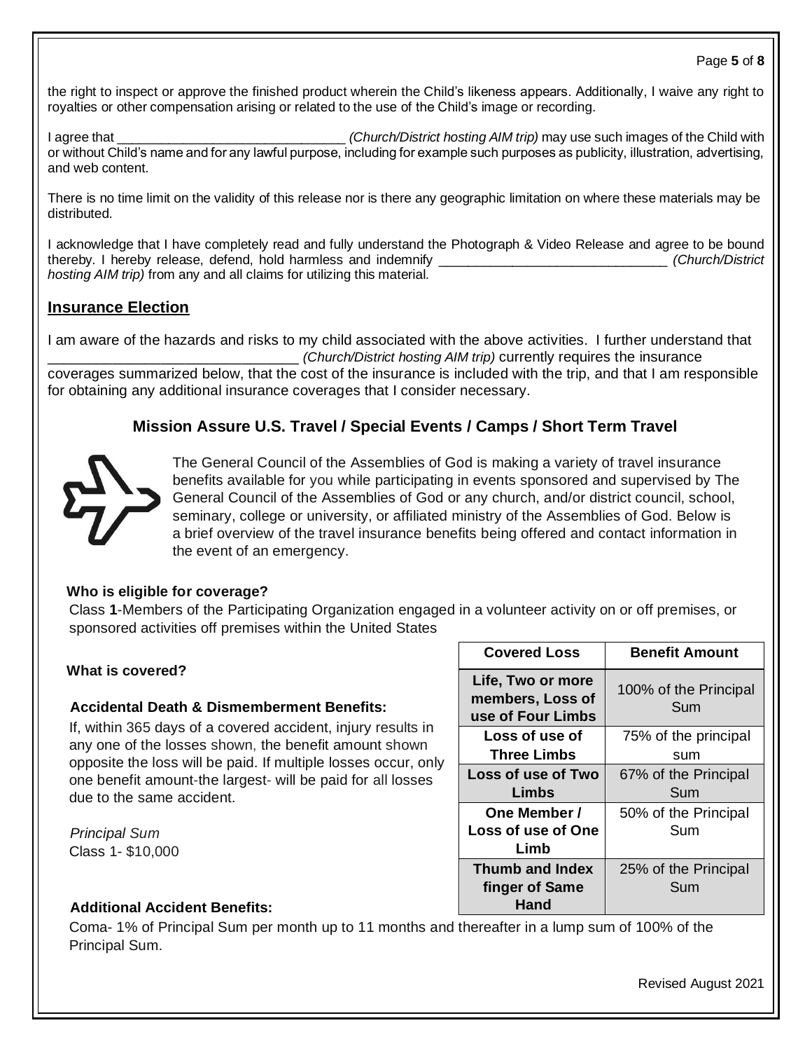the right to inspect or approve the finished product wherein the Child's likeness appears. Additionally, I waive any right to royalties or other compensation arising or related to the use of the Child's image or recording.

I agree that _______________________________ *(Church/District hosting AIM trip)* may use such images of the Child with or without Child's name and for any lawful purpose, including for example such purposes as publicity, illustration, advertising, and web content.

There is no time limit on the validity of this release nor is there any geographic limitation on where these materials may be distributed.

I acknowledge that I have completely read and fully understand the Photograph & Video Release and agree to be bound thereby. I hereby release, defend, hold harmless and indemnify _______________________________ *(Church/District hosting AIM trip)* from any and all claims for utilizing this material.

## Insurance Election

I am aware of the hazards and risks to my child associated with the above activities. I further understand that _______________________________ *(Church/District hosting AIM trip)* currently requires the insurance coverages summarized below, that the cost of the insurance is included with the trip, and that I am responsible for obtaining any additional insurance coverages that I consider necessary.

### Mission Assure U.S. Travel / Special Events / Camps / Short Term Travel

The General Council of the Assemblies of God is making a variety of travel insurance benefits available for you while participating in events sponsored and supervised by The General Council of the Assemblies of God or any church, and/or district council, school, seminary, college or university, or affiliated ministry of the Assemblies of God. Below is a brief overview of the travel insurance benefits being offered and contact information in the event of an emergency.

**Who is eligible for coverage?**

Class **1**-Members of the Participating Organization engaged in a volunteer activity on or off premises, or sponsored activities off premises within the United States

**What is covered?**

**Accidental Death & Dismemberment Benefits:**

If, within 365 days of a covered accident, injury results in any one of the losses shown, the benefit amount shown opposite the loss will be paid. If multiple losses occur, only one benefit amount-the largest- will be paid for all losses due to the same accident.

*Principal Sum*
Class 1- $10,000

| Covered Loss | Benefit Amount |
|---|---|
| Life, Two or more members, Loss of use of Four Limbs | 100% of the Principal Sum |
| Loss of use of Three Limbs | 75% of the principal sum |
| Loss of use of Two Limbs | 67% of the Principal Sum |
| One Member / Loss of use of One Limb | 50% of the Principal Sum |
| Thumb and Index finger of Same Hand | 25% of the Principal Sum |

**Additional Accident Benefits:**

Coma- 1% of Principal Sum per month up to 11 months and thereafter in a lump sum of 100% of the Principal Sum.

Revised August 2021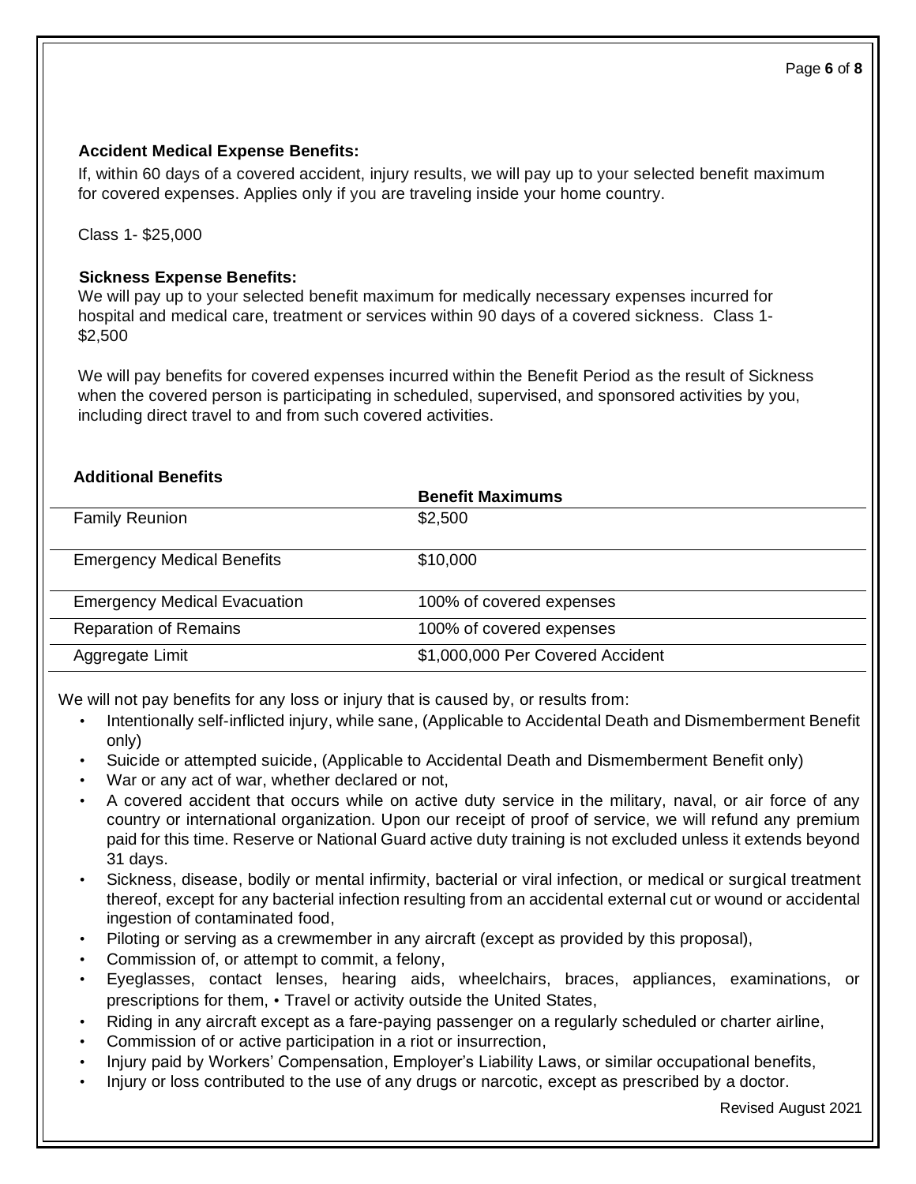**Accident Medical Expense Benefits:**

If, within 60 days of a covered accident, injury results, we will pay up to your selected benefit maximum for covered expenses. Applies only if you are traveling inside your home country.

Class 1- $25,000

**Sickness Expense Benefits:**

We will pay up to your selected benefit maximum for medically necessary expenses incurred for hospital and medical care, treatment or services within 90 days of a covered sickness. Class 1- $2,500

We will pay benefits for covered expenses incurred within the Benefit Period as the result of Sickness when the covered person is participating in scheduled, supervised, and sponsored activities by you, including direct travel to and from such covered activities.

**Additional Benefits**

| | **Benefit Maximums** |
|---|---|
| Family Reunion | $2,500 |
| Emergency Medical Benefits | $10,000 |
| Emergency Medical Evacuation | 100% of covered expenses |
| Reparation of Remains | 100% of covered expenses |
| Aggregate Limit | $1,000,000 Per Covered Accident |

We will not pay benefits for any loss or injury that is caused by, or results from:

- Intentionally self-inflicted injury, while sane, (Applicable to Accidental Death and Dismemberment Benefit only)
- Suicide or attempted suicide, (Applicable to Accidental Death and Dismemberment Benefit only)
- War or any act of war, whether declared or not,
- A covered accident that occurs while on active duty service in the military, naval, or air force of any country or international organization. Upon our receipt of proof of service, we will refund any premium paid for this time. Reserve or National Guard active duty training is not excluded unless it extends beyond 31 days.
- Sickness, disease, bodily or mental infirmity, bacterial or viral infection, or medical or surgical treatment thereof, except for any bacterial infection resulting from an accidental external cut or wound or accidental ingestion of contaminated food,
- Piloting or serving as a crewmember in any aircraft (except as provided by this proposal),
- Commission of, or attempt to commit, a felony,
- Eyeglasses, contact lenses, hearing aids, wheelchairs, braces, appliances, examinations, or prescriptions for them, • Travel or activity outside the United States,
- Riding in any aircraft except as a fare-paying passenger on a regularly scheduled or charter airline,
- Commission of or active participation in a riot or insurrection,
- Injury paid by Workers' Compensation, Employer's Liability Laws, or similar occupational benefits,
- Injury or loss contributed to the use of any drugs or narcotic, except as prescribed by a doctor.

Revised August 2021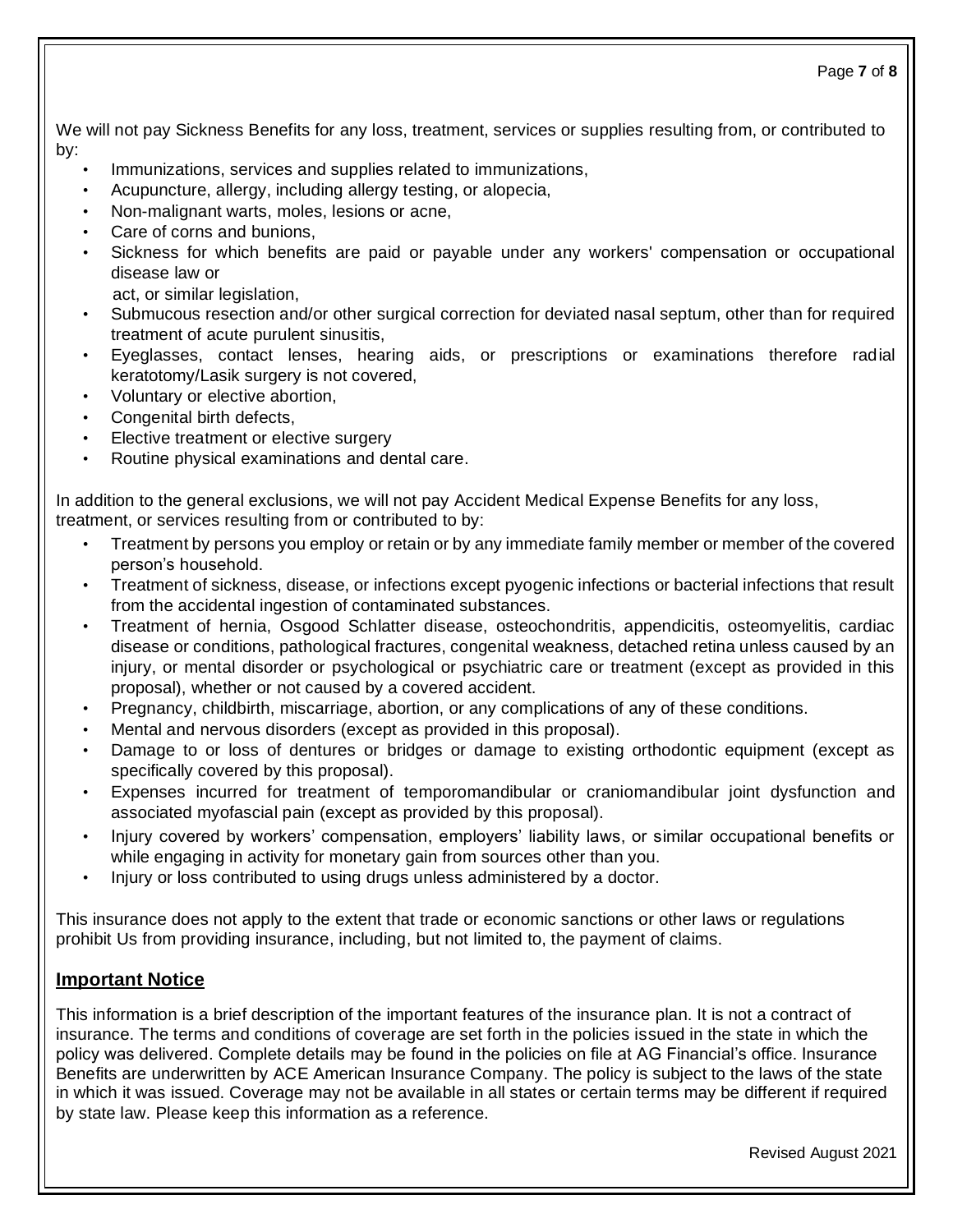We will not pay Sickness Benefits for any loss, treatment, services or supplies resulting from, or contributed to by:

- Immunizations, services and supplies related to immunizations,
- Acupuncture, allergy, including allergy testing, or alopecia,
- Non-malignant warts, moles, lesions or acne,
- Care of corns and bunions,
- Sickness for which benefits are paid or payable under any workers' compensation or occupational disease law or
  act, or similar legislation,
- Submucous resection and/or other surgical correction for deviated nasal septum, other than for required treatment of acute purulent sinusitis,
- Eyeglasses, contact lenses, hearing aids, or prescriptions or examinations therefore radial keratotomy/Lasik surgery is not covered,
- Voluntary or elective abortion,
- Congenital birth defects,
- Elective treatment or elective surgery
- Routine physical examinations and dental care.

In addition to the general exclusions, we will not pay Accident Medical Expense Benefits for any loss, treatment, or services resulting from or contributed to by:

- Treatment by persons you employ or retain or by any immediate family member or member of the covered person's household.
- Treatment of sickness, disease, or infections except pyogenic infections or bacterial infections that result from the accidental ingestion of contaminated substances.
- Treatment of hernia, Osgood Schlatter disease, osteochondritis, appendicitis, osteomyelitis, cardiac disease or conditions, pathological fractures, congenital weakness, detached retina unless caused by an injury, or mental disorder or psychological or psychiatric care or treatment (except as provided in this proposal), whether or not caused by a covered accident.
- Pregnancy, childbirth, miscarriage, abortion, or any complications of any of these conditions.
- Mental and nervous disorders (except as provided in this proposal).
- Damage to or loss of dentures or bridges or damage to existing orthodontic equipment (except as specifically covered by this proposal).
- Expenses incurred for treatment of temporomandibular or craniomandibular joint dysfunction and associated myofascial pain (except as provided by this proposal).
- Injury covered by workers' compensation, employers' liability laws, or similar occupational benefits or while engaging in activity for monetary gain from sources other than you.
- Injury or loss contributed to using drugs unless administered by a doctor.

This insurance does not apply to the extent that trade or economic sanctions or other laws or regulations prohibit Us from providing insurance, including, but not limited to, the payment of claims.

## Important Notice

This information is a brief description of the important features of the insurance plan. It is not a contract of insurance. The terms and conditions of coverage are set forth in the policies issued in the state in which the policy was delivered. Complete details may be found in the policies on file at AG Financial's office. Insurance Benefits are underwritten by ACE American Insurance Company. The policy is subject to the laws of the state in which it was issued. Coverage may not be available in all states or certain terms may be different if required by state law. Please keep this information as a reference.

Revised August 2021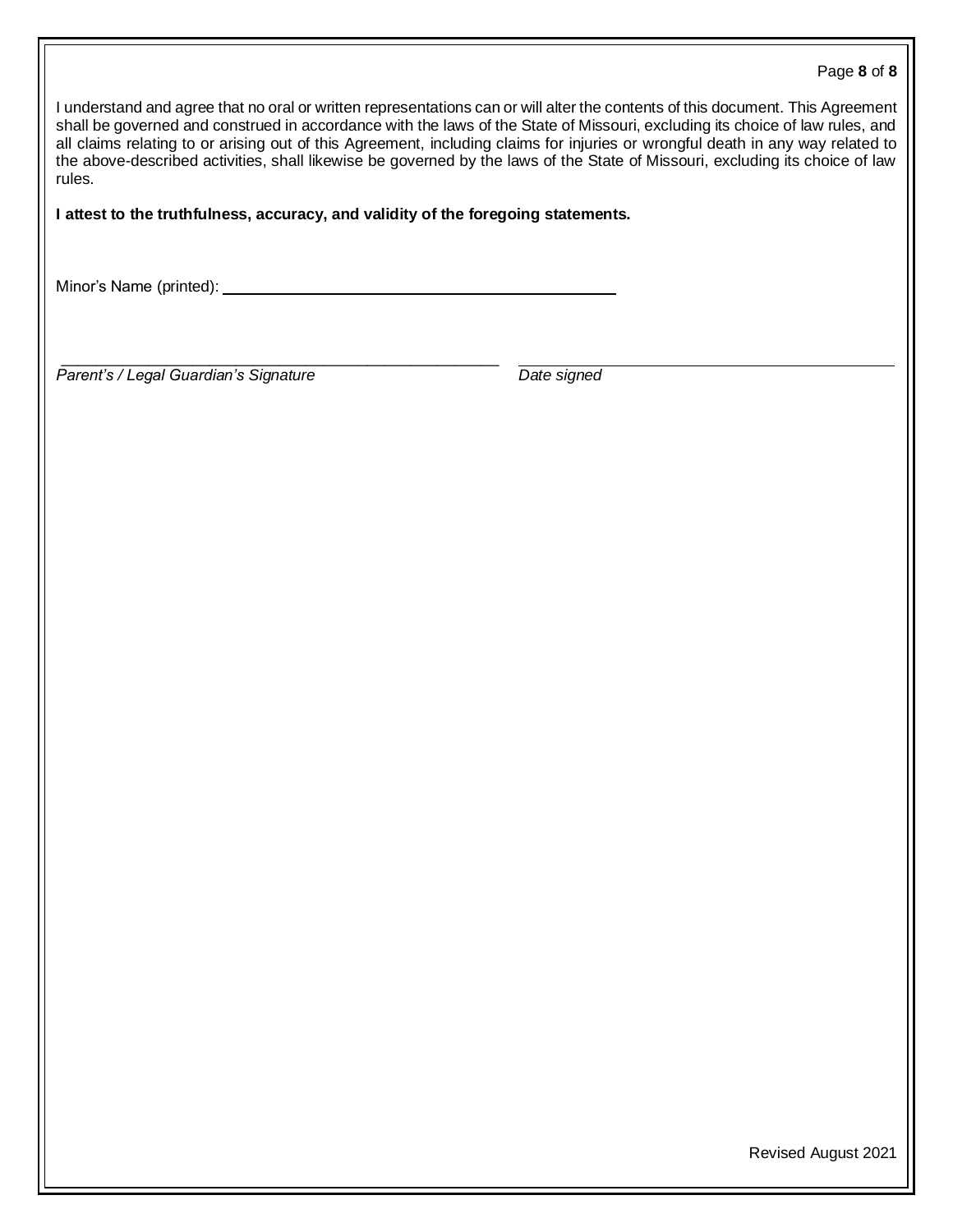I understand and agree that no oral or written representations can or will alter the contents of this document. This Agreement shall be governed and construed in accordance with the laws of the State of Missouri, excluding its choice of law rules, and all claims relating to or arising out of this Agreement, including claims for injuries or wrongful death in any way related to the above-described activities, shall likewise be governed by the laws of the State of Missouri, excluding its choice of law rules.

**I attest to the truthfulness, accuracy, and validity of the foregoing statements.**

Minor's Name (printed): ______________________________________________

______________________________________________ ______________________________________________

*Parent's / Legal Guardian's Signature* *Date signed*

Revised August 2021